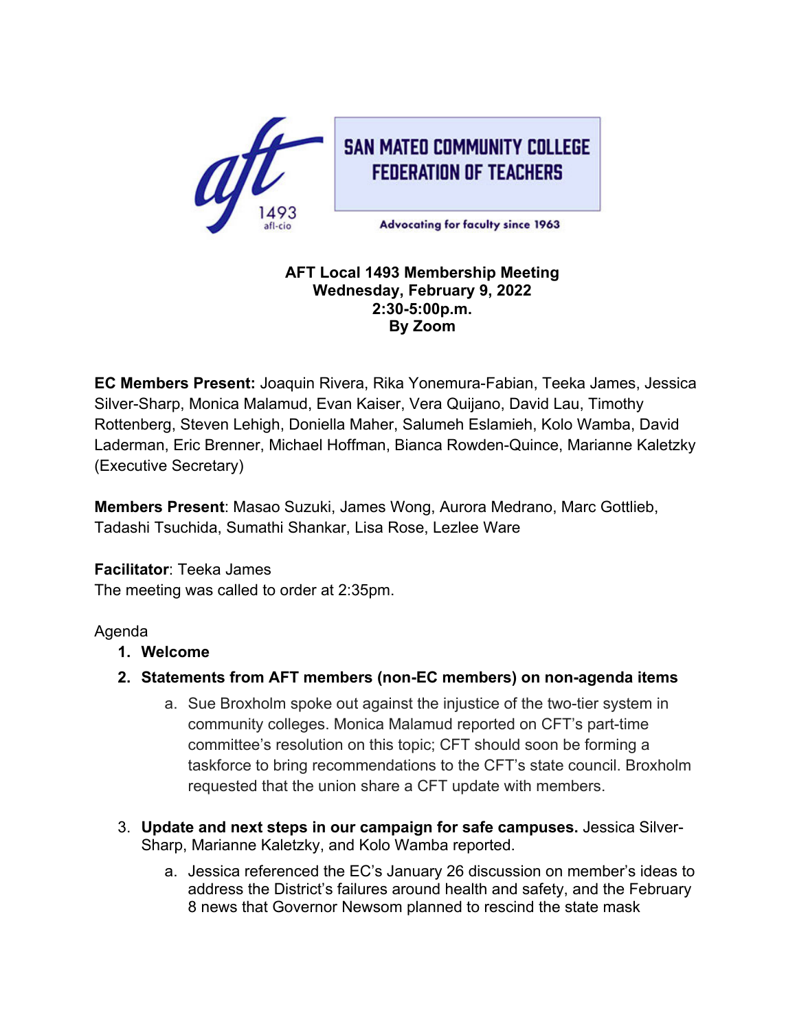SAN MATEO COMMUNITY COLLEGE FEDERATION OF TEACHERS

aft 1493 afl-cio

Advocating for faculty since 1963

**AFT Local 1493 Membership Meeting**
**Wednesday, February 9, 2022**
**2:30-5:00p.m.**
**By Zoom**

**EC Members Present:** Joaquin Rivera, Rika Yonemura-Fabian, Teeka James, Jessica Silver-Sharp, Monica Malamud, Evan Kaiser, Vera Quijano, David Lau, Timothy Rottenberg, Steven Lehigh, Doniella Maher, Salumeh Eslamieh, Kolo Wamba, David Laderman, Eric Brenner, Michael Hoffman, Bianca Rowden-Quince, Marianne Kaletzky (Executive Secretary)

**Members Present**: Masao Suzuki, James Wong, Aurora Medrano, Marc Gottlieb, Tadashi Tsuchida, Sumathi Shankar, Lisa Rose, Lezlee Ware

**Facilitator**: Teeka James
The meeting was called to order at 2:35pm.

Agenda

1. **Welcome**
2. **Statements from AFT members (non-EC members) on non-agenda items**
    a. Sue Broxholm spoke out against the injustice of the two-tier system in community colleges. Monica Malamud reported on CFT's part-time committee's resolution on this topic; CFT should soon be forming a taskforce to bring recommendations to the CFT's state council. Broxholm requested that the union share a CFT update with members.
3. **Update and next steps in our campaign for safe campuses.** Jessica Silver-Sharp, Marianne Kaletzky, and Kolo Wamba reported.
    a. Jessica referenced the EC's January 26 discussion on member's ideas to address the District's failures around health and safety, and the February 8 news that Governor Newsom planned to rescind the state mask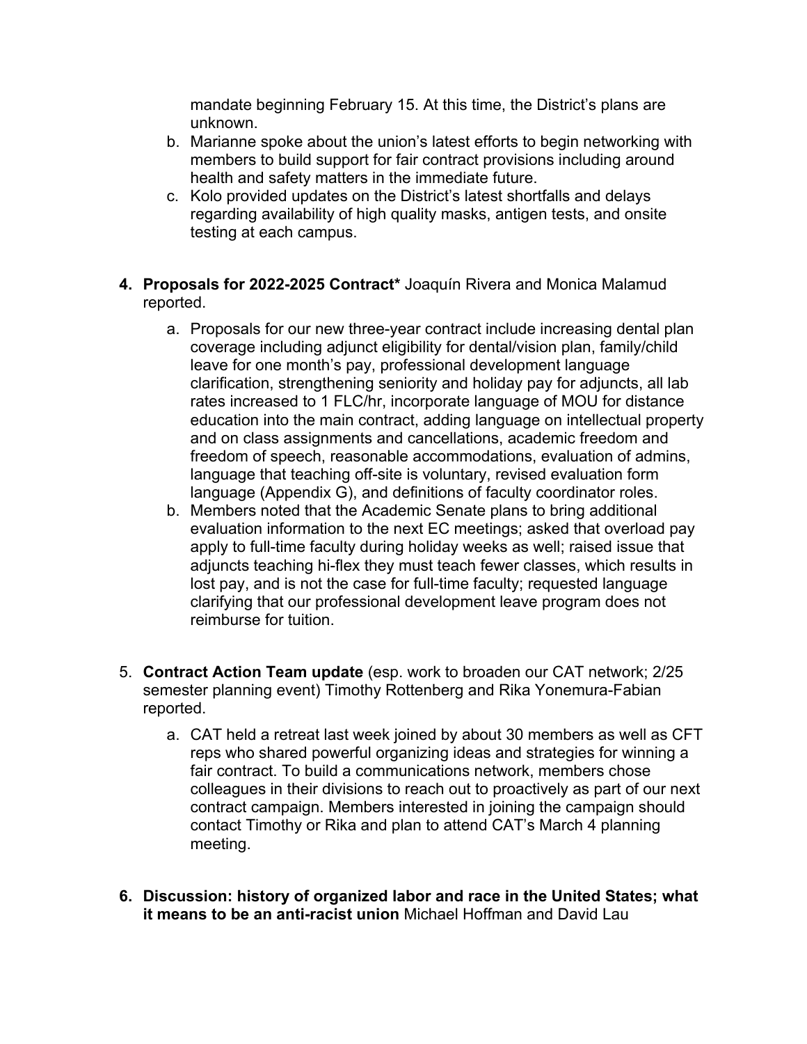mandate beginning February 15. At this time, the District's plans are unknown.

b. Marianne spoke about the union's latest efforts to begin networking with members to build support for fair contract provisions including around health and safety matters in the immediate future.

c. Kolo provided updates on the District's latest shortfalls and delays regarding availability of high quality masks, antigen tests, and onsite testing at each campus.

4. **Proposals for 2022-2025 Contract*** Joaquín Rivera and Monica Malamud reported.

   a. Proposals for our new three-year contract include increasing dental plan coverage including adjunct eligibility for dental/vision plan, family/child leave for one month's pay, professional development language clarification, strengthening seniority and holiday pay for adjuncts, all lab rates increased to 1 FLC/hr, incorporate language of MOU for distance education into the main contract, adding language on intellectual property and on class assignments and cancellations, academic freedom and freedom of speech, reasonable accommodations, evaluation of admins, language that teaching off-site is voluntary, revised evaluation form language (Appendix G), and definitions of faculty coordinator roles.

   b. Members noted that the Academic Senate plans to bring additional evaluation information to the next EC meetings; asked that overload pay apply to full-time faculty during holiday weeks as well; raised issue that adjuncts teaching hi-flex they must teach fewer classes, which results in lost pay, and is not the case for full-time faculty; requested language clarifying that our professional development leave program does not reimburse for tuition.

5. **Contract Action Team update** (esp. work to broaden our CAT network; 2/25 semester planning event) Timothy Rottenberg and Rika Yonemura-Fabian reported.

   a. CAT held a retreat last week joined by about 30 members as well as CFT reps who shared powerful organizing ideas and strategies for winning a fair contract. To build a communications network, members chose colleagues in their divisions to reach out to proactively as part of our next contract campaign. Members interested in joining the campaign should contact Timothy or Rika and plan to attend CAT's March 4 planning meeting.

6. **Discussion: history of organized labor and race in the United States; what it means to be an anti-racist union** Michael Hoffman and David Lau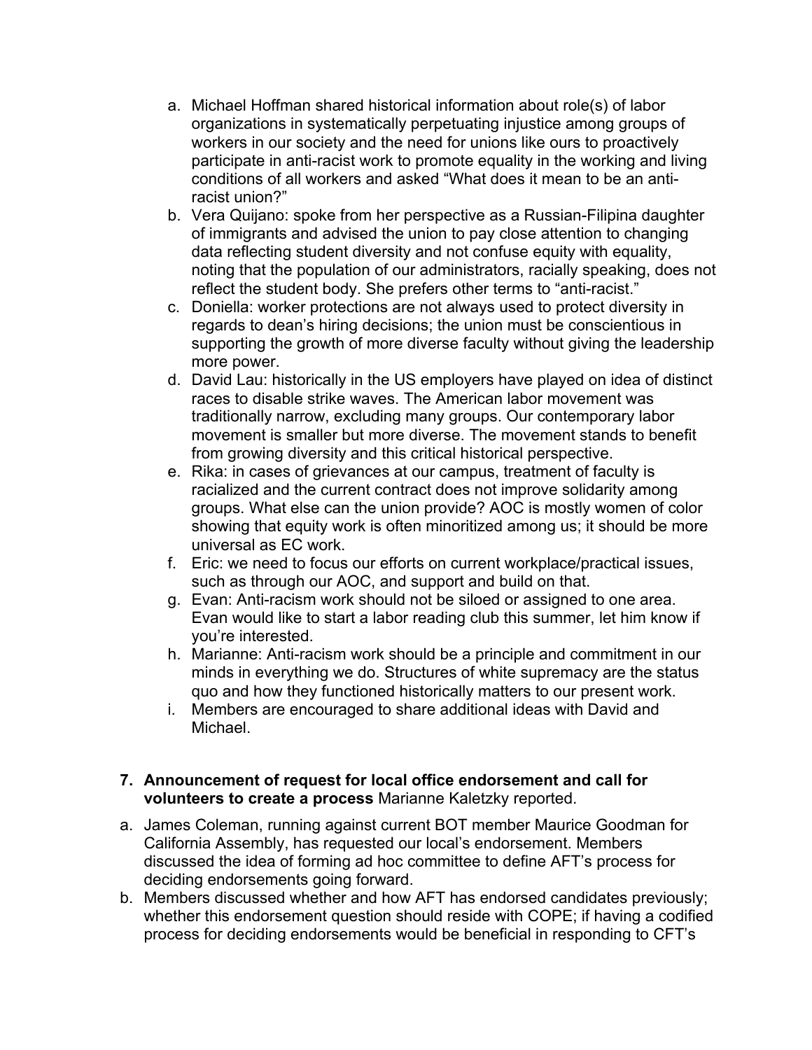a. Michael Hoffman shared historical information about role(s) of labor organizations in systematically perpetuating injustice among groups of workers in our society and the need for unions like ours to proactively participate in anti-racist work to promote equality in the working and living conditions of all workers and asked "What does it mean to be an anti-racist union?"
b. Vera Quijano: spoke from her perspective as a Russian-Filipina daughter of immigrants and advised the union to pay close attention to changing data reflecting student diversity and not confuse equity with equality, noting that the population of our administrators, racially speaking, does not reflect the student body. She prefers other terms to "anti-racist."
c. Doniella: worker protections are not always used to protect diversity in regards to dean's hiring decisions; the union must be conscientious in supporting the growth of more diverse faculty without giving the leadership more power.
d. David Lau: historically in the US employers have played on idea of distinct races to disable strike waves. The American labor movement was traditionally narrow, excluding many groups. Our contemporary labor movement is smaller but more diverse. The movement stands to benefit from growing diversity and this critical historical perspective.
e. Rika: in cases of grievances at our campus, treatment of faculty is racialized and the current contract does not improve solidarity among groups. What else can the union provide? AOC is mostly women of color showing that equity work is often minoritized among us; it should be more universal as EC work.
f. Eric: we need to focus our efforts on current workplace/practical issues, such as through our AOC, and support and build on that.
g. Evan: Anti-racism work should not be siloed or assigned to one area. Evan would like to start a labor reading club this summer, let him know if you're interested.
h. Marianne: Anti-racism work should be a principle and commitment in our minds in everything we do. Structures of white supremacy are the status quo and how they functioned historically matters to our present work.
i. Members are encouraged to share additional ideas with David and Michael.

**7. Announcement of request for local office endorsement and call for volunteers to create a process** Marianne Kaletzky reported.

a. James Coleman, running against current BOT member Maurice Goodman for California Assembly, has requested our local's endorsement. Members discussed the idea of forming ad hoc committee to define AFT's process for deciding endorsements going forward.
b. Members discussed whether and how AFT has endorsed candidates previously; whether this endorsement question should reside with COPE; if having a codified process for deciding endorsements would be beneficial in responding to CFT's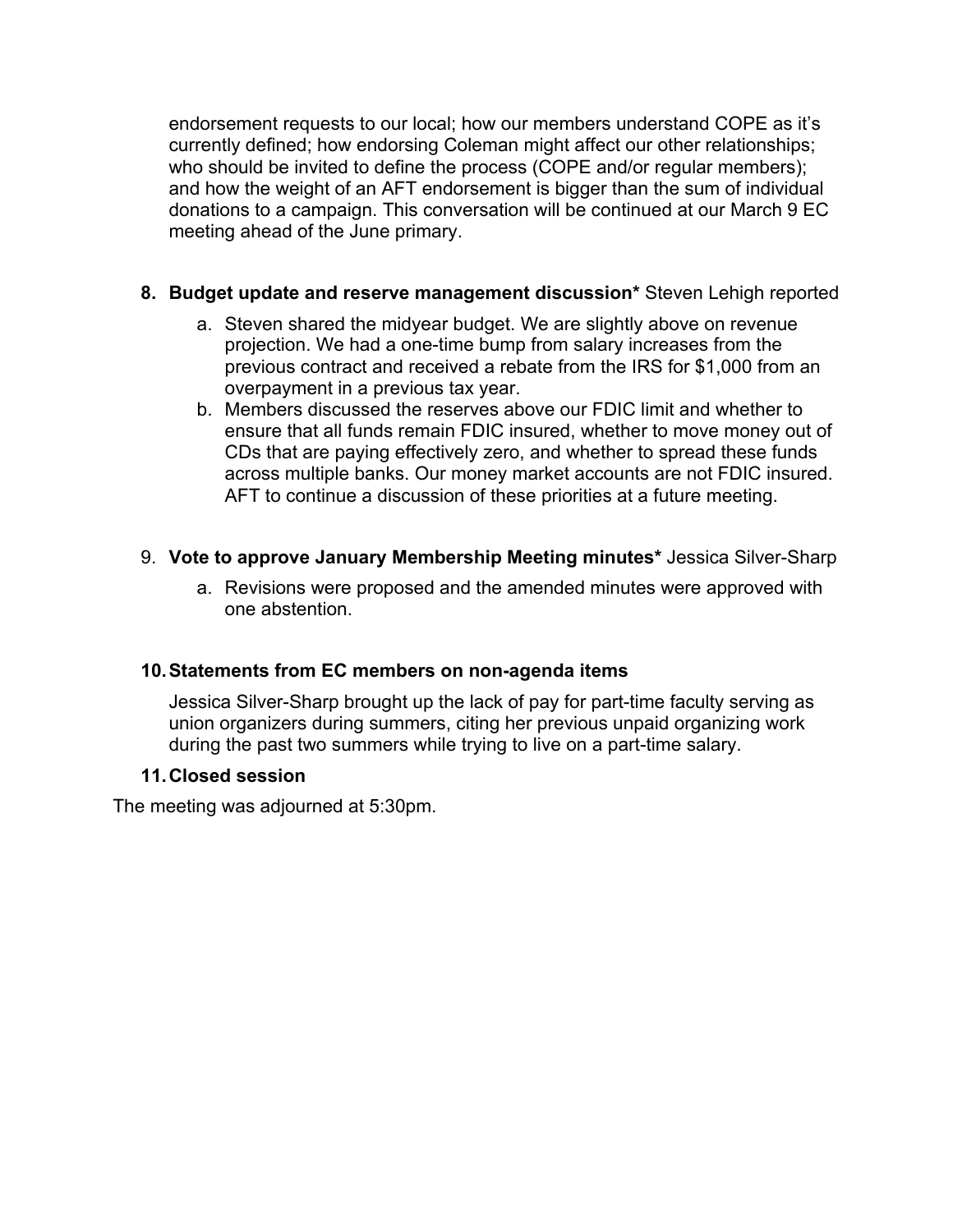endorsement requests to our local; how our members understand COPE as it's currently defined; how endorsing Coleman might affect our other relationships; who should be invited to define the process (COPE and/or regular members); and how the weight of an AFT endorsement is bigger than the sum of individual donations to a campaign. This conversation will be continued at our March 9 EC meeting ahead of the June primary.

8. **Budget update and reserve management discussion*** Steven Lehigh reported
   a. Steven shared the midyear budget. We are slightly above on revenue projection. We had a one-time bump from salary increases from the previous contract and received a rebate from the IRS for $1,000 from an overpayment in a previous tax year.
   b. Members discussed the reserves above our FDIC limit and whether to ensure that all funds remain FDIC insured, whether to move money out of CDs that are paying effectively zero, and whether to spread these funds across multiple banks. Our money market accounts are not FDIC insured. AFT to continue a discussion of these priorities at a future meeting.

9. **Vote to approve January Membership Meeting minutes*** Jessica Silver-Sharp
   a. Revisions were proposed and the amended minutes were approved with one abstention.

10. **Statements from EC members on non-agenda items**

    Jessica Silver-Sharp brought up the lack of pay for part-time faculty serving as union organizers during summers, citing her previous unpaid organizing work during the past two summers while trying to live on a part-time salary.

11. **Closed session**

The meeting was adjourned at 5:30pm.